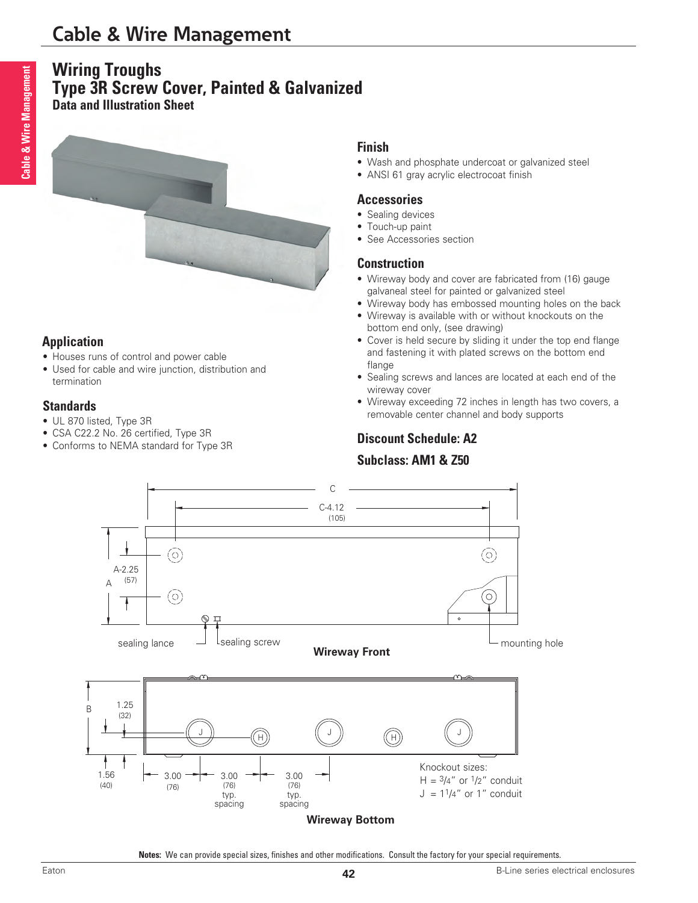# Cable & Wire Management

## Wiring Troughs
## Type 3R Screw Cover, Painted & Galvanized
### Data and Illustration Sheet

### Finish
- Wash and phosphate undercoat or galvanized steel
- ANSI 61 gray acrylic electrocoat finish

### Accessories
- Sealing devices
- Touch-up paint
- See Accessories section

### Construction
- Wireway body and cover are fabricated from (16) gauge galvaneal steel for painted or galvanized steel
- Wireway body has embossed mounting holes on the back
- Wireway is available with or without knockouts on the bottom end only, (see drawing)
- Cover is held secure by sliding it under the top end flange and fastening it with plated screws on the bottom end flange
- Sealing screws and lances are located at each end of the wireway cover
- Wireway exceeding 72 inches in length has two covers, a removable center channel and body supports

### Application
- Houses runs of control and power cable
- Used for cable and wire junction, distribution and termination

### Standards
- UL 870 listed, Type 3R
- CSA C22.2 No. 26 certified, Type 3R
- Conforms to NEMA standard for Type 3R

### Discount Schedule: A2

### Subclass: AM1 & Z50

C

C-4.12 (105)

A-2.25 (57)

A

sealing lance

sealing screw

mounting hole

**Wireway Front**

B

1.25 (32)

1.56 (40)

3.00 (76)

3.00 (76) typ. spacing

3.00 (76) typ. spacing

Knockout sizes:
H = 3/4" or 1/2" conduit
J = 1 1/4" or 1" conduit

**Wireway Bottom**

**Notes:** We can provide special sizes, finishes and other modifications. Consult the factory for your special requirements.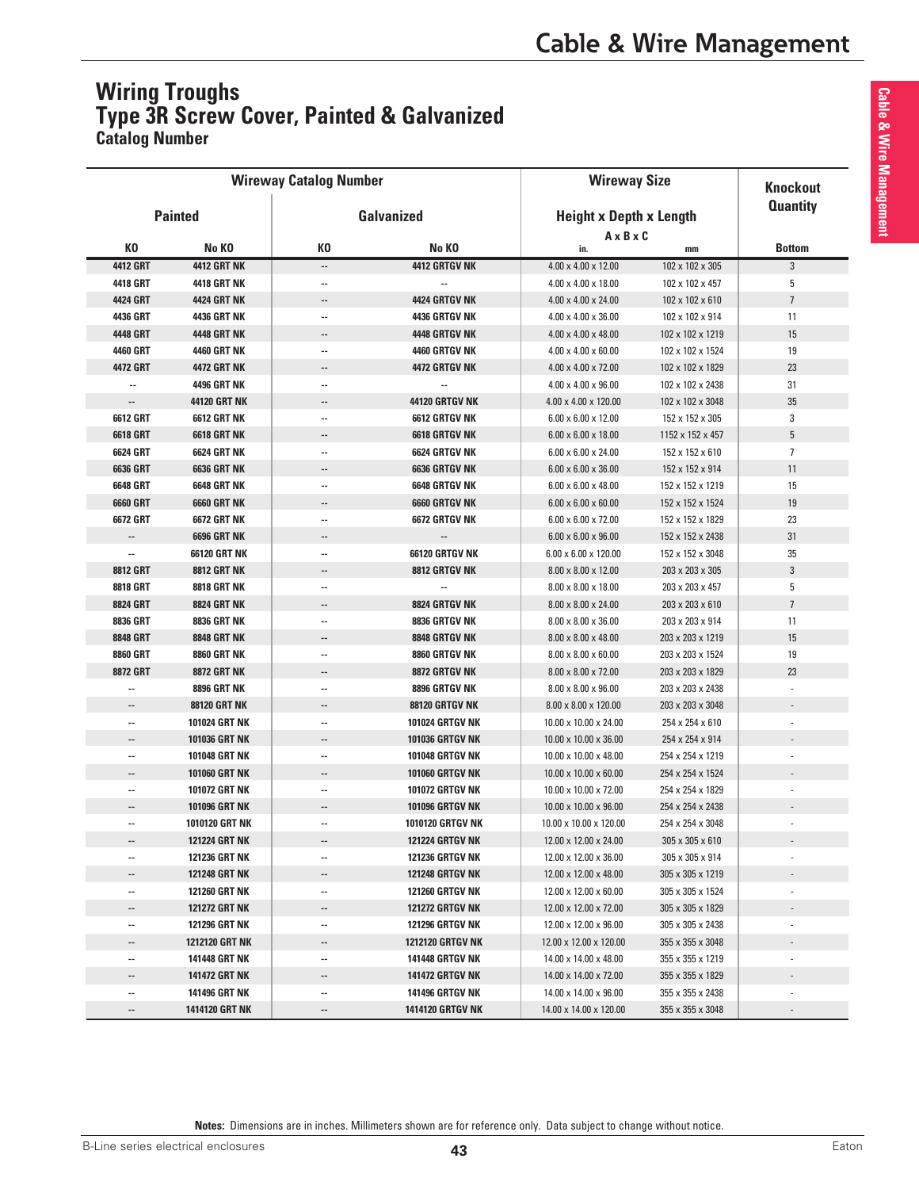# Wiring Troughs
## Type 3R Screw Cover, Painted & Galvanized
### Catalog Number

| Wireway Catalog Number | | | | Wireway Size | | Knockout Quantity |
|---|---|---|---|---|---|---|
| Painted | | Galvanized | | Height x Depth x Length A x B x C | | |
| KO | No KO | KO | No KO | in. | mm | Bottom |
| 4412 GRT | 4412 GRT NK | -- | 4412 GRTGV NK | 4.00 x 4.00 x 12.00 | 102 x 102 x 305 | 3 |
| 4418 GRT | 4418 GRT NK | -- | -- | 4.00 x 4.00 x 18.00 | 102 x 102 x 457 | 5 |
| 4424 GRT | 4424 GRT NK | -- | 4424 GRTGV NK | 4.00 x 4.00 x 24.00 | 102 x 102 x 610 | 7 |
| 4436 GRT | 4436 GRT NK | -- | 4436 GRTGV NK | 4.00 x 4.00 x 36.00 | 102 x 102 x 914 | 11 |
| 4448 GRT | 4448 GRT NK | -- | 4448 GRTGV NK | 4.00 x 4.00 x 48.00 | 102 x 102 x 1219 | 15 |
| 4460 GRT | 4460 GRT NK | -- | 4460 GRTGV NK | 4.00 x 4.00 x 60.00 | 102 x 102 x 1524 | 19 |
| 4472 GRT | 4472 GRT NK | -- | 4472 GRTGV NK | 4.00 x 4.00 x 72.00 | 102 x 102 x 1829 | 23 |
| -- | 4496 GRT NK | -- | -- | 4.00 x 4.00 x 96.00 | 102 x 102 x 2438 | 31 |
| -- | 44120 GRT NK | -- | 44120 GRTGV NK | 4.00 x 4.00 x 120.00 | 102 x 102 x 3048 | 35 |
| 6612 GRT | 6612 GRT NK | -- | 6612 GRTGV NK | 6.00 x 6.00 x 12.00 | 152 x 152 x 305 | 3 |
| 6618 GRT | 6618 GRT NK | -- | 6618 GRTGV NK | 6.00 x 6.00 x 18.00 | 1152 x 152 x 457 | 5 |
| 6624 GRT | 6624 GRT NK | -- | 6624 GRTGV NK | 6.00 x 6.00 x 24.00 | 152 x 152 x 610 | 7 |
| 6636 GRT | 6636 GRT NK | -- | 6636 GRTGV NK | 6.00 x 6.00 x 36.00 | 152 x 152 x 914 | 11 |
| 6648 GRT | 6648 GRT NK | -- | 6648 GRTGV NK | 6.00 x 6.00 x 48.00 | 152 x 152 x 1219 | 15 |
| 6660 GRT | 6660 GRT NK | -- | 6660 GRTGV NK | 6.00 x 6.00 x 60.00 | 152 x 152 x 1524 | 19 |
| 6672 GRT | 6672 GRT NK | -- | 6672 GRTGV NK | 6.00 x 6.00 x 72.00 | 152 x 152 x 1829 | 23 |
| -- | 6696 GRT NK | -- | -- | 6.00 x 6.00 x 96.00 | 152 x 152 x 2438 | 31 |
| -- | 66120 GRT NK | -- | 66120 GRTGV NK | 6.00 x 6.00 x 120.00 | 152 x 152 x 3048 | 35 |
| 8812 GRT | 8812 GRT NK | -- | 8812 GRTGV NK | 8.00 x 8.00 x 12.00 | 203 x 203 x 305 | 3 |
| 8818 GRT | 8818 GRT NK | -- | -- | 8.00 x 8.00 x 18.00 | 203 x 203 x 457 | 5 |
| 8824 GRT | 8824 GRT NK | -- | 8824 GRTGV NK | 8.00 x 8.00 x 24.00 | 203 x 203 x 610 | 7 |
| 8836 GRT | 8836 GRT NK | -- | 8836 GRTGV NK | 8.00 x 8.00 x 36.00 | 203 x 203 x 914 | 11 |
| 8848 GRT | 8848 GRT NK | -- | 8848 GRTGV NK | 8.00 x 8.00 x 48.00 | 203 x 203 x 1219 | 15 |
| 8860 GRT | 8860 GRT NK | -- | 8860 GRTGV NK | 8.00 x 8.00 x 60.00 | 203 x 203 x 1524 | 19 |
| 8872 GRT | 8872 GRT NK | -- | 8872 GRTGV NK | 8.00 x 8.00 x 72.00 | 203 x 203 x 1829 | 23 |
| -- | 8896 GRT NK | -- | 8896 GRTGV NK | 8.00 x 8.00 x 96.00 | 203 x 203 x 2438 | - |
| -- | 88120 GRT NK | -- | 88120 GRTGV NK | 8.00 x 8.00 x 120.00 | 203 x 203 x 3048 | - |
| -- | 101024 GRT NK | -- | 101024 GRTGV NK | 10.00 x 10.00 x 24.00 | 254 x 254 x 610 | - |
| -- | 101036 GRT NK | -- | 101036 GRTGV NK | 10.00 x 10.00 x 36.00 | 254 x 254 x 914 | - |
| -- | 101048 GRT NK | -- | 101048 GRTGV NK | 10.00 x 10.00 x 48.00 | 254 x 254 x 1219 | - |
| -- | 101060 GRT NK | -- | 101060 GRTGV NK | 10.00 x 10.00 x 60.00 | 254 x 254 x 1524 | - |
| -- | 101072 GRT NK | -- | 101072 GRTGV NK | 10.00 x 10.00 x 72.00 | 254 x 254 x 1829 | - |
| -- | 101096 GRT NK | -- | 101096 GRTGV NK | 10.00 x 10.00 x 96.00 | 254 x 254 x 2438 | - |
| -- | 1010120 GRT NK | -- | 1010120 GRTGV NK | 10.00 x 10.00 x 120.00 | 254 x 254 x 3048 | - |
| -- | 121224 GRT NK | -- | 121224 GRTGV NK | 12.00 x 12.00 x 24.00 | 305 x 305 x 610 | - |
| -- | 121236 GRT NK | -- | 121236 GRTGV NK | 12.00 x 12.00 x 36.00 | 305 x 305 x 914 | - |
| -- | 121248 GRT NK | -- | 121248 GRTGV NK | 12.00 x 12.00 x 48.00 | 305 x 305 x 1219 | - |
| -- | 121260 GRT NK | -- | 121260 GRTGV NK | 12.00 x 12.00 x 60.00 | 305 x 305 x 1524 | - |
| -- | 121272 GRT NK | -- | 121272 GRTGV NK | 12.00 x 12.00 x 72.00 | 305 x 305 x 1829 | - |
| -- | 121296 GRT NK | -- | 121296 GRTGV NK | 12.00 x 12.00 x 96.00 | 305 x 305 x 2438 | - |
| -- | 1212120 GRT NK | -- | 1212120 GRTGV NK | 12.00 x 12.00 x 120.00 | 355 x 355 x 3048 | - |
| -- | 141448 GRT NK | -- | 141448 GRTGV NK | 14.00 x 14.00 x 48.00 | 355 x 355 x 1219 | - |
| -- | 141472 GRT NK | -- | 141472 GRTGV NK | 14.00 x 14.00 x 72.00 | 355 x 355 x 1829 | - |
| -- | 141496 GRT NK | -- | 141496 GRTGV NK | 14.00 x 14.00 x 96.00 | 355 x 355 x 2438 | - |
| -- | 1414120 GRT NK | -- | 1414120 GRTGV NK | 14.00 x 14.00 x 120.00 | 355 x 355 x 3048 | - |

**Notes:** Dimensions are in inches. Millimeters shown are for reference only. Data subject to change without notice.